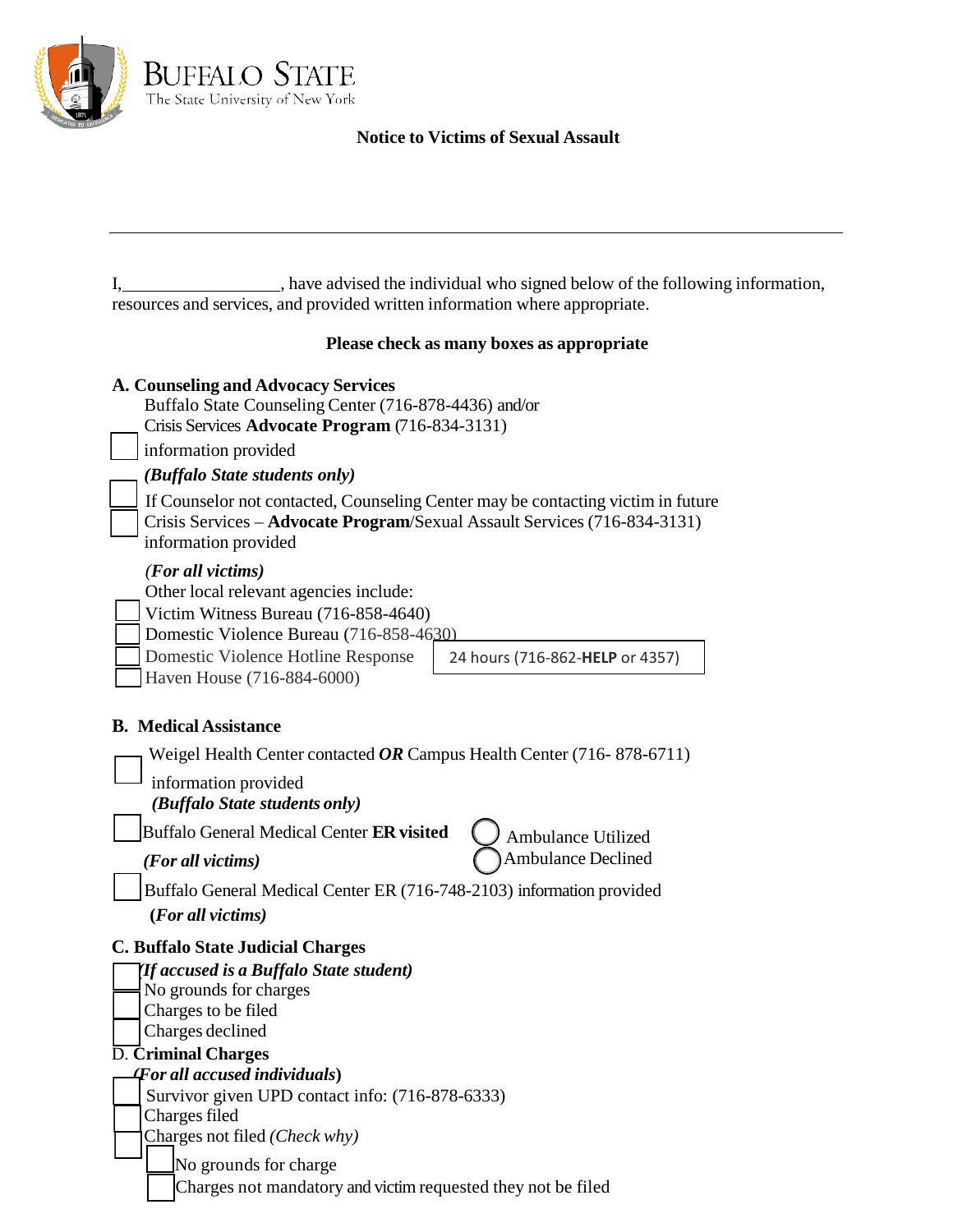BUFFALO STATE
The State University of New York

## Notice to Victims of Sexual Assault

---

I,__________________, have advised the individual who signed below of the following information, resources and services, and provided written information where appropriate.

**Please check as many boxes as appropriate**

### A. Counseling and Advocacy Services

Buffalo State Counseling Center (716-878-4436) and/or
Crisis Services **Advocate Program** (716-834-3131)

- [ ] information provided

***(Buffalo State students only)***

- [ ] If Counselor not contacted, Counseling Center may be contacting victim in future
- [ ] Crisis Services – **Advocate Program**/Sexual Assault Services (716-834-3131) information provided

***(For all victims)***

Other local relevant agencies include:

- [ ] Victim Witness Bureau (716-858-4640)
- [ ] Domestic Violence Bureau (716-858-4630)
- [ ] Domestic Violence Hotline Response — 24 hours (716-862-**HELP** or 4357)
- [ ] Haven House (716-884-6000)

### B. Medical Assistance

- [ ] Weigel Health Center contacted ***OR*** Campus Health Center (716- 878-6711) information provided

***(Buffalo State students only)***

- [ ] Buffalo General Medical Center **ER visited** — ◯ Ambulance Utilized ◯ Ambulance Declined

***(For all victims)***

- [ ] Buffalo General Medical Center ER (716-748-2103) information provided

***(For all victims)***

### C. Buffalo State Judicial Charges

***(If accused is a Buffalo State student)***

- [ ] No grounds for charges
- [ ] Charges to be filed
- [ ] Charges declined

### D. Criminal Charges

***(For all accused individuals)***

- [ ] Survivor given UPD contact info: (716-878-6333)
- [ ] Charges filed
- [ ] Charges not filed *(Check why)*
  - [ ] No grounds for charge
  - [ ] Charges not mandatory and victim requested they not be filed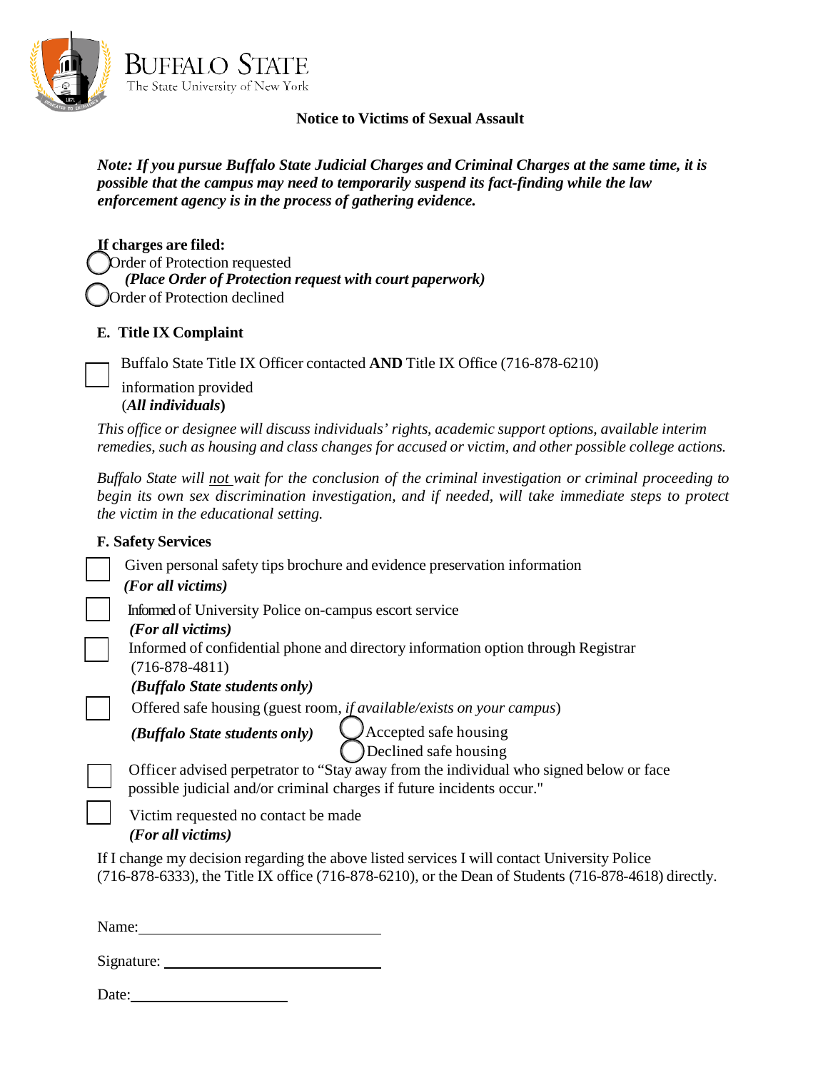**Buffalo State**
The State University of New York

**Notice to Victims of Sexual Assault**

***Note: If you pursue Buffalo State Judicial Charges and Criminal Charges at the same time, it is possible that the campus may need to temporarily suspend its fact-finding while the law enforcement agency is in the process of gathering evidence.***

**If charges are filed:**

- ◯ Order of Protection requested
  ***(Place Order of Protection request with court paperwork)***
- ◯ Order of Protection declined

### E. Title IX Complaint

- ☐ Buffalo State Title IX Officer contacted **AND** Title IX Office (716-878-6210) information provided
  (***All individuals***)

*This office or designee will discuss individuals' rights, academic support options, available interim remedies, such as housing and class changes for accused or victim, and other possible college actions.*

*Buffalo State will not wait for the conclusion of the criminal investigation or criminal proceeding to begin its own sex discrimination investigation, and if needed, will take immediate steps to protect the victim in the educational setting.*

### F. Safety Services

- ☐ Given personal safety tips brochure and evidence preservation information
  ***(For all victims)***
- ☐ Informed of University Police on-campus escort service
  ***(For all victims)***
- ☐ Informed of confidential phone and directory information option through Registrar (716-878-4811)
  ***(Buffalo State students only)***
- ☐ Offered safe housing (guest room, *if available/exists on your campus*)
  ***(Buffalo State students only)***
  - ◯ Accepted safe housing
  - ◯ Declined safe housing
- ☐ Officer advised perpetrator to "Stay away from the individual who signed below or face possible judicial and/or criminal charges if future incidents occur."
- ☐ Victim requested no contact be made
  ***(For all victims)***

If I change my decision regarding the above listed services I will contact University Police (716-878-6333), the Title IX office (716-878-6210), or the Dean of Students (716-878-4618) directly.

Name: ______________________________

Signature: ______________________________

Date: ____________________